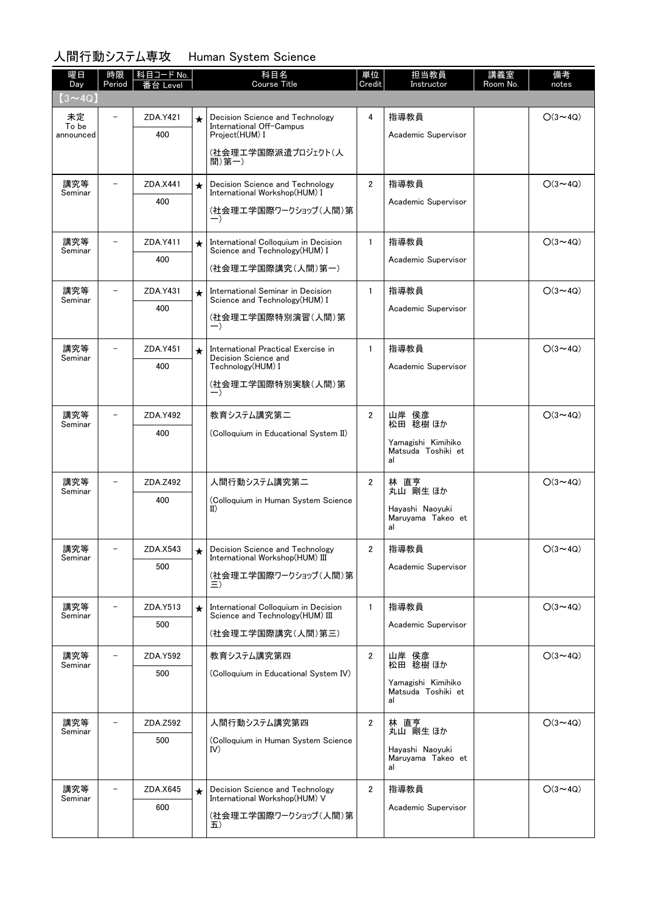## 人間行動システム専攻　Human System Science

| 曜日 Day | 時限 Period | 科目コード No. 番台 Level | | 科目名 Course Title | 単位 Credit | 担当教員 Instructor | 講義室 Room No. | 備考 notes |
|---|---|---|---|---|---|---|---|---|
| 【3～4Q】 | | | | | | | | |
| 未定 To be announced | － | ZDA.Y421 400 | ★ | Decision Science and Technology International Off-Campus Project(HUM) I (社会理工学国際派遣プロジェクト(人間)第一) | 4 | 指導教員 Academic Supervisor | | ○(3～4Q) |
| 講究等 Seminar | － | ZDA.X441 400 | ★ | Decision Science and Technology International Workshop(HUM) I (社会理工学国際ワークショップ(人間)第一) | 2 | 指導教員 Academic Supervisor | | ○(3～4Q) |
| 講究等 Seminar | － | ZDA.Y411 400 | ★ | International Colloquium in Decision Science and Technology(HUM) I (社会理工学国際講究(人間)第一) | 1 | 指導教員 Academic Supervisor | | ○(3～4Q) |
| 講究等 Seminar | － | ZDA.Y431 400 | ★ | International Seminar in Decision Science and Technology(HUM) I (社会理工学国際特別演習(人間)第一) | 1 | 指導教員 Academic Supervisor | | ○(3～4Q) |
| 講究等 Seminar | － | ZDA.Y451 400 | ★ | International Practical Exercise in Decision Science and Technology(HUM) I (社会理工学国際特別実験(人間)第一) | 1 | 指導教員 Academic Supervisor | | ○(3～4Q) |
| 講究等 Seminar | － | ZDA.Y492 400 | | 教育システム講究第二 (Colloquium in Educational System II) | 2 | 山岸 侯彦 松田 稔樹 ほか Yamagishi Kimihiko Matsuda Toshiki et al | | ○(3～4Q) |
| 講究等 Seminar | － | ZDA.Z492 400 | | 人間行動システム講究第二 (Colloquium in Human System Science II) | 2 | 林 直亨 丸山 剛生 ほか Hayashi Naoyuki Maruyama Takeo et al | | ○(3～4Q) |
| 講究等 Seminar | － | ZDA.X543 500 | ★ | Decision Science and Technology International Workshop(HUM) III (社会理工学国際ワークショップ(人間)第三) | 2 | 指導教員 Academic Supervisor | | ○(3～4Q) |
| 講究等 Seminar | － | ZDA.Y513 500 | ★ | International Colloquium in Decision Science and Technology(HUM) III (社会理工学国際講究(人間)第三) | 1 | 指導教員 Academic Supervisor | | ○(3～4Q) |
| 講究等 Seminar | － | ZDA.Y592 500 | | 教育システム講究第四 (Colloquium in Educational System IV) | 2 | 山岸 侯彦 松田 稔樹 ほか Yamagishi Kimihiko Matsuda Toshiki et al | | ○(3～4Q) |
| 講究等 Seminar | － | ZDA.Z592 500 | | 人間行動システム講究第四 (Colloquium in Human System Science IV) | 2 | 林 直亨 丸山 剛生 ほか Hayashi Naoyuki Maruyama Takeo et al | | ○(3～4Q) |
| 講究等 Seminar | － | ZDA.X645 600 | ★ | Decision Science and Technology International Workshop(HUM) V (社会理工学国際ワークショップ(人間)第五) | 2 | 指導教員 Academic Supervisor | | ○(3～4Q) |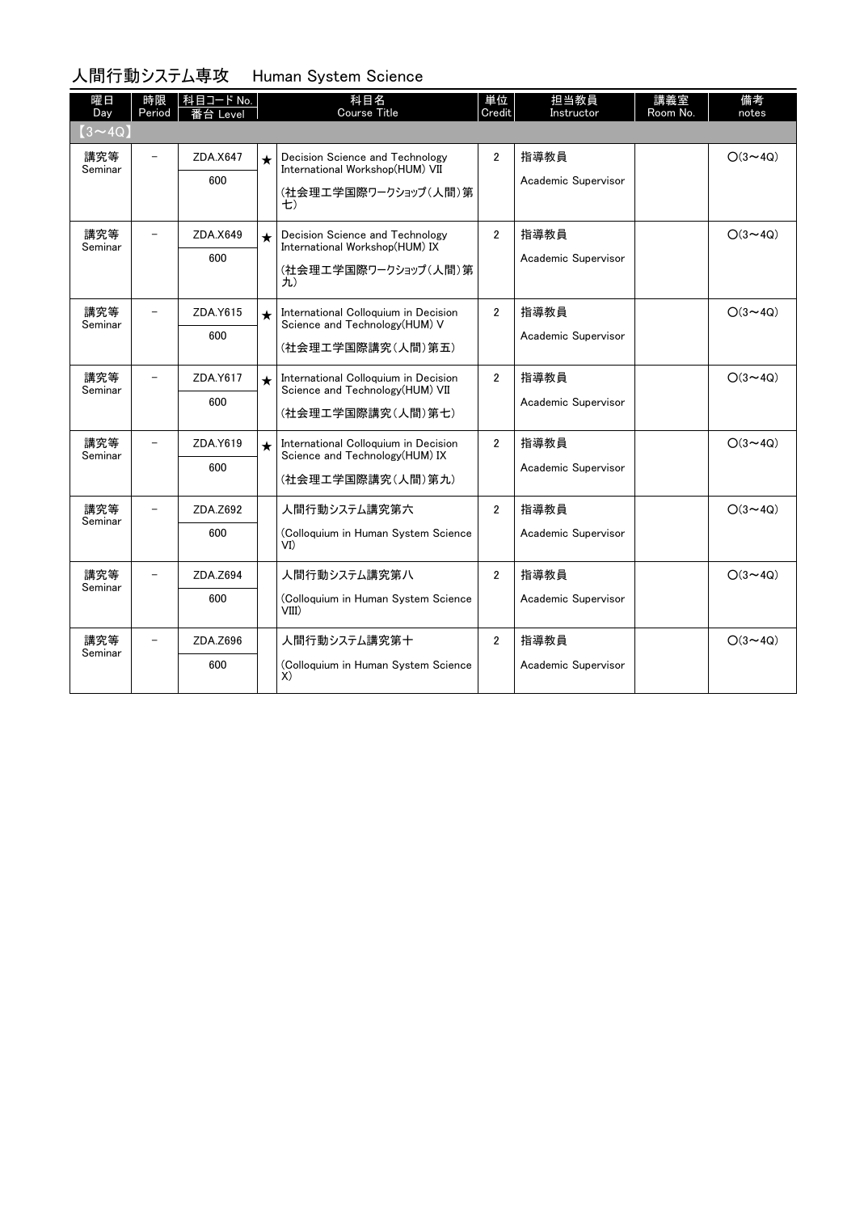## 人間行動システム専攻　Human System Science

| 曜日 Day | 時限 Period | 科目コード No. 番台 Level | | 科目名 Course Title | 単位 Credit | 担当教員 Instructor | 講義室 Room No. | 備考 notes |
|---|---|---|---|---|---|---|---|---|
| 【3～4Q】 | | | | | | | | |
| 講究等 Seminar | － | ZDA.X647 600 | ★ | Decision Science and Technology International Workshop(HUM) VII (社会理工学国際ワークショップ(人間)第七) | 2 | 指導教員 Academic Supervisor | | O(3～4Q) |
| 講究等 Seminar | － | ZDA.X649 600 | ★ | Decision Science and Technology International Workshop(HUM) IX (社会理工学国際ワークショップ(人間)第九) | 2 | 指導教員 Academic Supervisor | | O(3～4Q) |
| 講究等 Seminar | － | ZDA.Y615 600 | ★ | International Colloquium in Decision Science and Technology(HUM) V (社会理工学国際講究(人間)第五) | 2 | 指導教員 Academic Supervisor | | O(3～4Q) |
| 講究等 Seminar | － | ZDA.Y617 600 | ★ | International Colloquium in Decision Science and Technology(HUM) VII (社会理工学国際講究(人間)第七) | 2 | 指導教員 Academic Supervisor | | O(3～4Q) |
| 講究等 Seminar | － | ZDA.Y619 600 | ★ | International Colloquium in Decision Science and Technology(HUM) IX (社会理工学国際講究(人間)第九) | 2 | 指導教員 Academic Supervisor | | O(3～4Q) |
| 講究等 Seminar | － | ZDA.Z692 600 | | 人間行動システム講究第六 (Colloquium in Human System Science VI) | 2 | 指導教員 Academic Supervisor | | O(3～4Q) |
| 講究等 Seminar | － | ZDA.Z694 600 | | 人間行動システム講究第八 (Colloquium in Human System Science VIII) | 2 | 指導教員 Academic Supervisor | | O(3～4Q) |
| 講究等 Seminar | － | ZDA.Z696 600 | | 人間行動システム講究第十 (Colloquium in Human System Science X) | 2 | 指導教員 Academic Supervisor | | O(3～4Q) |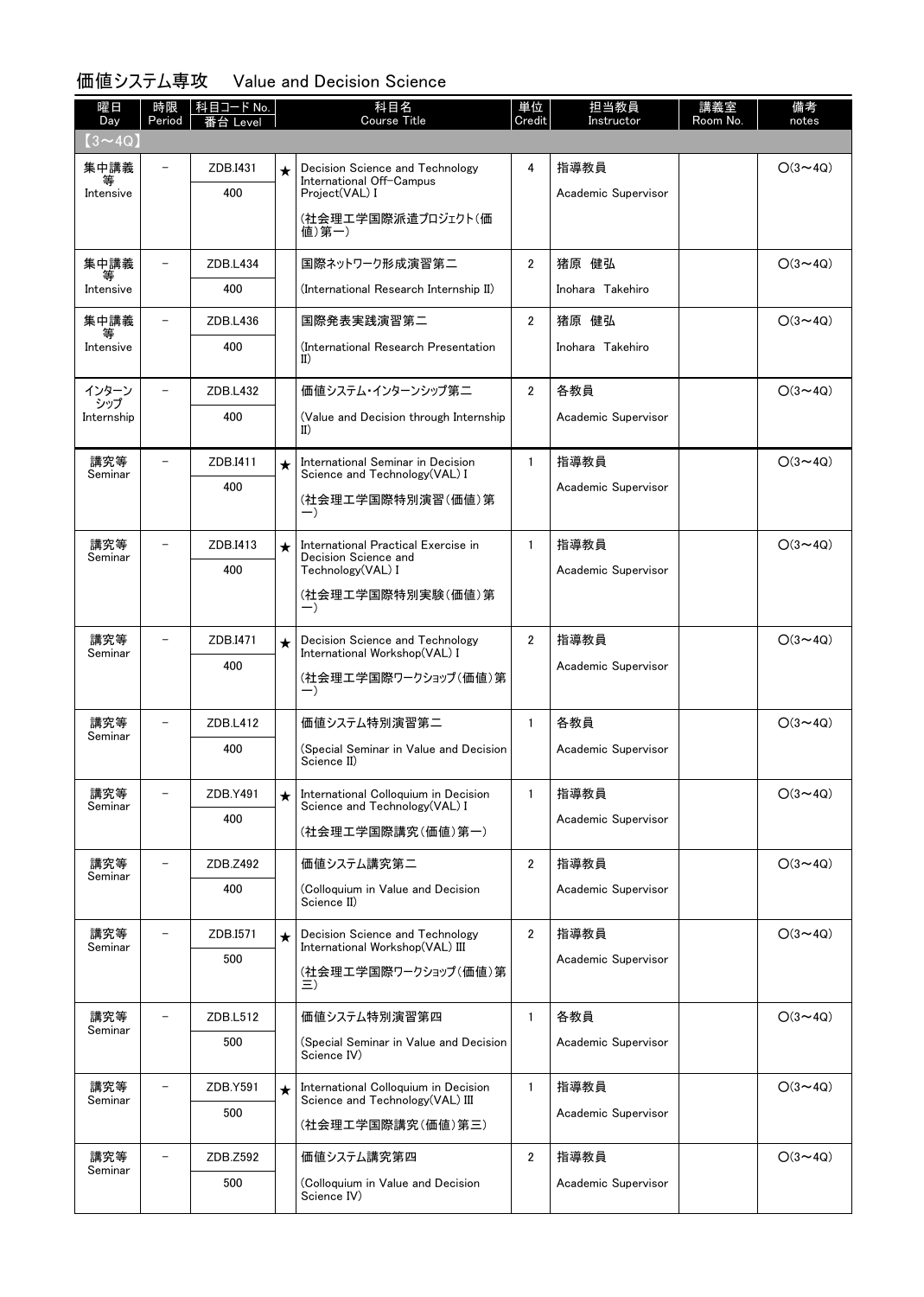## 価値システム専攻　Value and Decision Science

| 曜日 Day | 時限 Period | 科目コード No. 番台 Level | | 科目名 Course Title | 単位 Credit | 担当教員 Instructor | 講義室 Room No. | 備考 notes |
|---|---|---|---|---|---|---|---|---|
| 【3～4Q】 | | | | | | | | |
| 集中講義等 Intensive | – | ZDB.I431 400 | ★ | Decision Science and Technology International Off-Campus Project(VAL) I (社会理工学国際派遣プロジェクト(価値)第一) | 4 | 指導教員 Academic Supervisor | | ○(3～4Q) |
| 集中講義等 Intensive | – | ZDB.L434 400 | | 国際ネットワーク形成演習第二 (International Research Internship II) | 2 | 猪原 健弘 Inohara Takehiro | | ○(3～4Q) |
| 集中講義等 Intensive | – | ZDB.L436 400 | | 国際発表実践演習第二 (International Research Presentation II) | 2 | 猪原 健弘 Inohara Takehiro | | ○(3～4Q) |
| インターンシップ Internship | – | ZDB.L432 400 | | 価値システム・インターンシップ第二 (Value and Decision through Internship II) | 2 | 各教員 Academic Supervisor | | ○(3～4Q) |
| 講究等 Seminar | – | ZDB.I411 400 | ★ | International Seminar in Decision Science and Technology(VAL) I (社会理工学国際特別演習(価値)第一) | 1 | 指導教員 Academic Supervisor | | ○(3～4Q) |
| 講究等 Seminar | – | ZDB.I413 400 | ★ | International Practical Exercise in Decision Science and Technology(VAL) I (社会理工学国際特別実験(価値)第一) | 1 | 指導教員 Academic Supervisor | | ○(3～4Q) |
| 講究等 Seminar | – | ZDB.I471 400 | ★ | Decision Science and Technology International Workshop(VAL) I (社会理工学国際ワークショップ(価値)第一) | 2 | 指導教員 Academic Supervisor | | ○(3～4Q) |
| 講究等 Seminar | – | ZDB.L412 400 | | 価値システム特別演習第二 (Special Seminar in Value and Decision Science II) | 1 | 各教員 Academic Supervisor | | ○(3～4Q) |
| 講究等 Seminar | – | ZDB.Y491 400 | ★ | International Colloquium in Decision Science and Technology(VAL) I (社会理工学国際講究(価値)第一) | 1 | 指導教員 Academic Supervisor | | ○(3～4Q) |
| 講究等 Seminar | – | ZDB.Z492 400 | | 価値システム講究第二 (Colloquium in Value and Decision Science II) | 2 | 指導教員 Academic Supervisor | | ○(3～4Q) |
| 講究等 Seminar | – | ZDB.I571 500 | ★ | Decision Science and Technology International Workshop(VAL) III (社会理工学国際ワークショップ(価値)第三) | 2 | 指導教員 Academic Supervisor | | ○(3～4Q) |
| 講究等 Seminar | – | ZDB.L512 500 | | 価値システム特別演習第四 (Special Seminar in Value and Decision Science IV) | 1 | 各教員 Academic Supervisor | | ○(3～4Q) |
| 講究等 Seminar | – | ZDB.Y591 500 | ★ | International Colloquium in Decision Science and Technology(VAL) III (社会理工学国際講究(価値)第三) | 1 | 指導教員 Academic Supervisor | | ○(3～4Q) |
| 講究等 Seminar | – | ZDB.Z592 500 | | 価値システム講究第四 (Colloquium in Value and Decision Science IV) | 2 | 指導教員 Academic Supervisor | | ○(3～4Q) |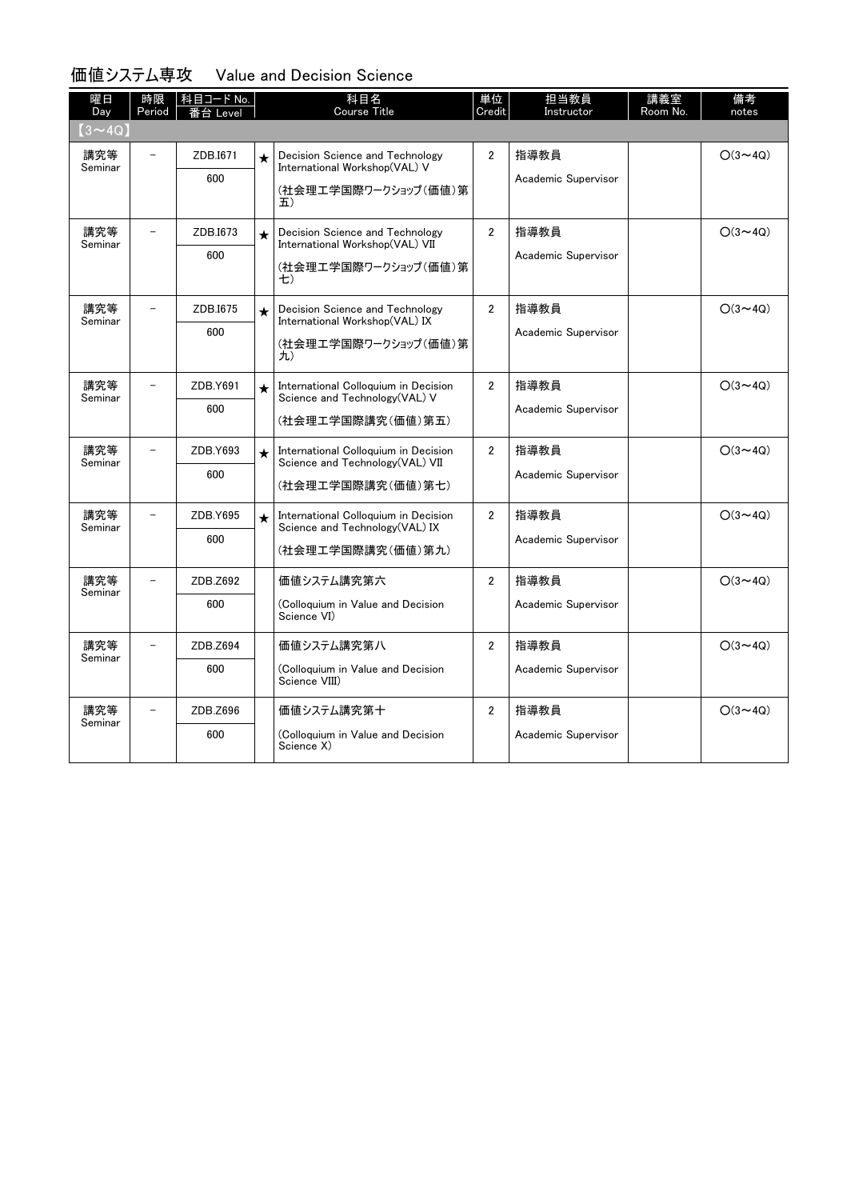## 価値システム専攻　Value and Decision Science

| 曜日 Day | 時限 Period | 科目コード No. 番台 Level | | 科目名 Course Title | 単位 Credit | 担当教員 Instructor | 講義室 Room No. | 備考 notes |
|---|---|---|---|---|---|---|---|---|
| 【3～4Q】 | | | | | | | | |
| 講究等 Seminar | － | ZDB.I671<br>600 | ★ | Decision Science and Technology International Workshop(VAL) V<br>(社会理工学国際ワークショップ(価値)第五) | 2 | 指導教員<br>Academic Supervisor | | ○(3～4Q) |
| 講究等 Seminar | － | ZDB.I673<br>600 | ★ | Decision Science and Technology International Workshop(VAL) VII<br>(社会理工学国際ワークショップ(価値)第七) | 2 | 指導教員<br>Academic Supervisor | | ○(3～4Q) |
| 講究等 Seminar | － | ZDB.I675<br>600 | ★ | Decision Science and Technology International Workshop(VAL) IX<br>(社会理工学国際ワークショップ(価値)第九) | 2 | 指導教員<br>Academic Supervisor | | ○(3～4Q) |
| 講究等 Seminar | － | ZDB.Y691<br>600 | ★ | International Colloquium in Decision Science and Technology(VAL) V<br>(社会理工学国際講究(価値)第五) | 2 | 指導教員<br>Academic Supervisor | | ○(3～4Q) |
| 講究等 Seminar | － | ZDB.Y693<br>600 | ★ | International Colloquium in Decision Science and Technology(VAL) VII<br>(社会理工学国際講究(価値)第七) | 2 | 指導教員<br>Academic Supervisor | | ○(3～4Q) |
| 講究等 Seminar | － | ZDB.Y695<br>600 | ★ | International Colloquium in Decision Science and Technology(VAL) IX<br>(社会理工学国際講究(価値)第九) | 2 | 指導教員<br>Academic Supervisor | | ○(3～4Q) |
| 講究等 Seminar | － | ZDB.Z692<br>600 | | 価値システム講究第六<br>(Colloquium in Value and Decision Science VI) | 2 | 指導教員<br>Academic Supervisor | | ○(3～4Q) |
| 講究等 Seminar | － | ZDB.Z694<br>600 | | 価値システム講究第八<br>(Colloquium in Value and Decision Science VIII) | 2 | 指導教員<br>Academic Supervisor | | ○(3～4Q) |
| 講究等 Seminar | － | ZDB.Z696<br>600 | | 価値システム講究第十<br>(Colloquium in Value and Decision Science X) | 2 | 指導教員<br>Academic Supervisor | | ○(3～4Q) |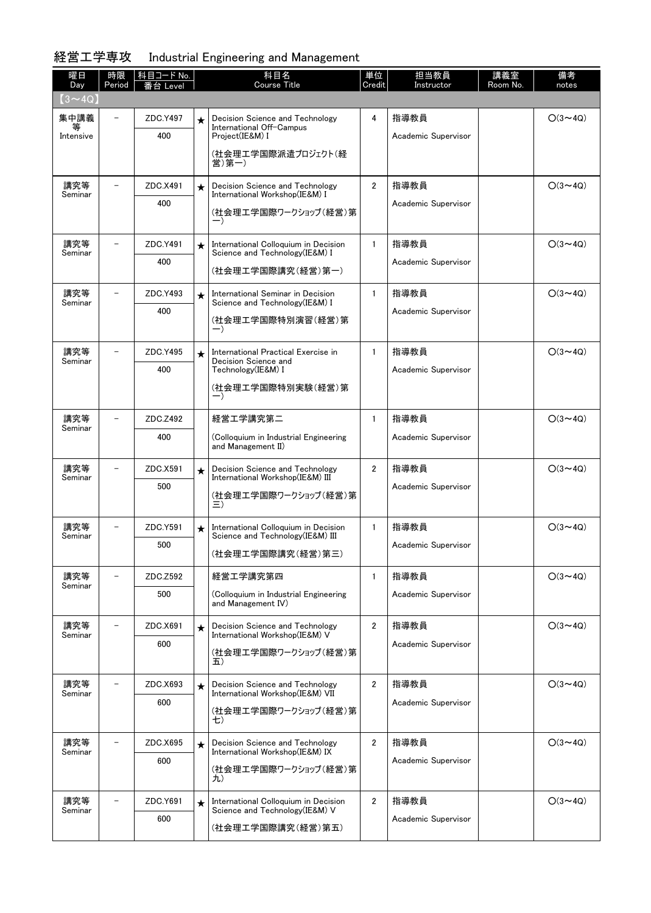## 経営工学専攻　Industrial Engineering and Management

| 曜日 Day | 時限 Period | 科目コード No. 番台 Level | | 科目名 Course Title | 単位 Credit | 担当教員 Instructor | 講義室 Room No. | 備考 notes |
|---|---|---|---|---|---|---|---|---|
| 【3～4Q】 | | | | | | | | |
| 集中講義等 Intensive | － | ZDC.Y497 400 | ★ | Decision Science and Technology International Off-Campus Project(IE&M) I (社会理工学国際派遣プロジェクト(経営)第一) | 4 | 指導教員 Academic Supervisor | | ○(3～4Q) |
| 講究等 Seminar | － | ZDC.X491 400 | ★ | Decision Science and Technology International Workshop(IE&M) I (社会理工学国際ワークショップ(経営)第一) | 2 | 指導教員 Academic Supervisor | | ○(3～4Q) |
| 講究等 Seminar | － | ZDC.Y491 400 | ★ | International Colloquium in Decision Science and Technology(IE&M) I (社会理工学国際講究(経営)第一) | 1 | 指導教員 Academic Supervisor | | ○(3～4Q) |
| 講究等 Seminar | － | ZDC.Y493 400 | ★ | International Seminar in Decision Science and Technology(IE&M) I (社会理工学国際特別演習(経営)第一) | 1 | 指導教員 Academic Supervisor | | ○(3～4Q) |
| 講究等 Seminar | － | ZDC.Y495 400 | ★ | International Practical Exercise in Decision Science and Technology(IE&M) I (社会理工学国際特別実験(経営)第一) | 1 | 指導教員 Academic Supervisor | | ○(3～4Q) |
| 講究等 Seminar | － | ZDC.Z492 400 | | 経営工学講究第二 (Colloquium in Industrial Engineering and Management II) | 1 | 指導教員 Academic Supervisor | | ○(3～4Q) |
| 講究等 Seminar | － | ZDC.X591 500 | ★ | Decision Science and Technology International Workshop(IE&M) III (社会理工学国際ワークショップ(経営)第三) | 2 | 指導教員 Academic Supervisor | | ○(3～4Q) |
| 講究等 Seminar | － | ZDC.Y591 500 | ★ | International Colloquium in Decision Science and Technology(IE&M) III (社会理工学国際講究(経営)第三) | 1 | 指導教員 Academic Supervisor | | ○(3～4Q) |
| 講究等 Seminar | － | ZDC.Z592 500 | | 経営工学講究第四 (Colloquium in Industrial Engineering and Management IV) | 1 | 指導教員 Academic Supervisor | | ○(3～4Q) |
| 講究等 Seminar | － | ZDC.X691 600 | ★ | Decision Science and Technology International Workshop(IE&M) V (社会理工学国際ワークショップ(経営)第五) | 2 | 指導教員 Academic Supervisor | | ○(3～4Q) |
| 講究等 Seminar | － | ZDC.X693 600 | ★ | Decision Science and Technology International Workshop(IE&M) VII (社会理工学国際ワークショップ(経営)第七) | 2 | 指導教員 Academic Supervisor | | ○(3～4Q) |
| 講究等 Seminar | － | ZDC.X695 600 | ★ | Decision Science and Technology International Workshop(IE&M) IX (社会理工学国際ワークショップ(経営)第九) | 2 | 指導教員 Academic Supervisor | | ○(3～4Q) |
| 講究等 Seminar | － | ZDC.Y691 600 | ★ | International Colloquium in Decision Science and Technology(IE&M) V (社会理工学国際講究(経営)第五) | 2 | 指導教員 Academic Supervisor | | ○(3～4Q) |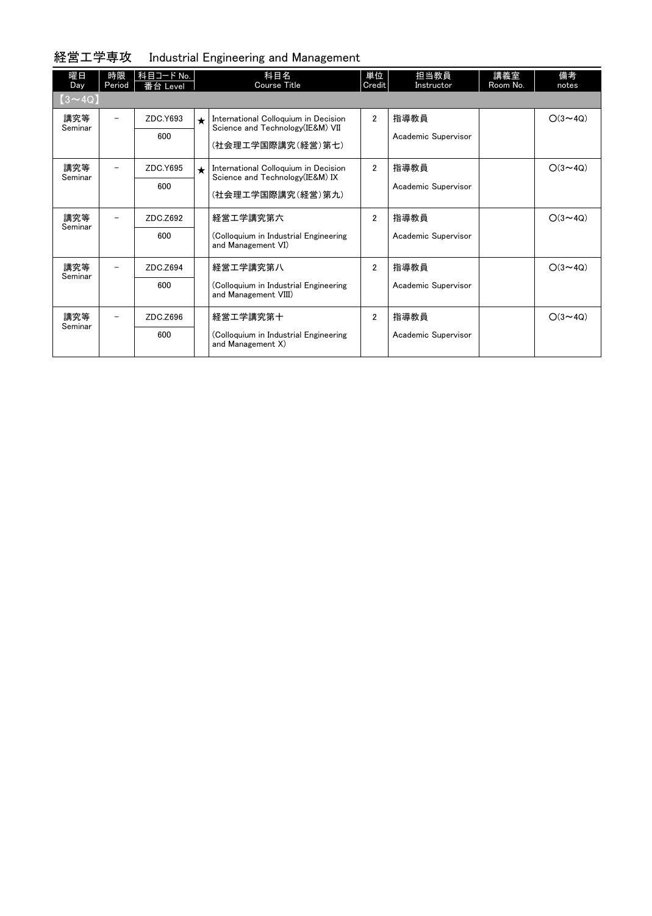## 経営工学専攻　Industrial Engineering and Management

| 曜日 Day | 時限 Period | 科目コード No. 番台 Level | | 科目名 Course Title | 単位 Credit | 担当教員 Instructor | 講義室 Room No. | 備考 notes |
|---|---|---|---|---|---|---|---|---|
| 【3～4Q】 | | | | | | | | |
| 講究等 Seminar | － | ZDC.Y693<br>600 | ★ | International Colloquium in Decision Science and Technology(IE&M) VII<br>(社会理工学国際講究(経営)第七) | 2 | 指導教員<br>Academic Supervisor | | ○(3～4Q) |
| 講究等 Seminar | － | ZDC.Y695<br>600 | ★ | International Colloquium in Decision Science and Technology(IE&M) IX<br>(社会理工学国際講究(経営)第九) | 2 | 指導教員<br>Academic Supervisor | | ○(3～4Q) |
| 講究等 Seminar | － | ZDC.Z692<br>600 | | 経営工学講究第六<br>(Colloquium in Industrial Engineering and Management VI) | 2 | 指導教員<br>Academic Supervisor | | ○(3～4Q) |
| 講究等 Seminar | － | ZDC.Z694<br>600 | | 経営工学講究第八<br>(Colloquium in Industrial Engineering and Management VIII) | 2 | 指導教員<br>Academic Supervisor | | ○(3～4Q) |
| 講究等 Seminar | － | ZDC.Z696<br>600 | | 経営工学講究第十<br>(Colloquium in Industrial Engineering and Management X) | 2 | 指導教員<br>Academic Supervisor | | ○(3～4Q) |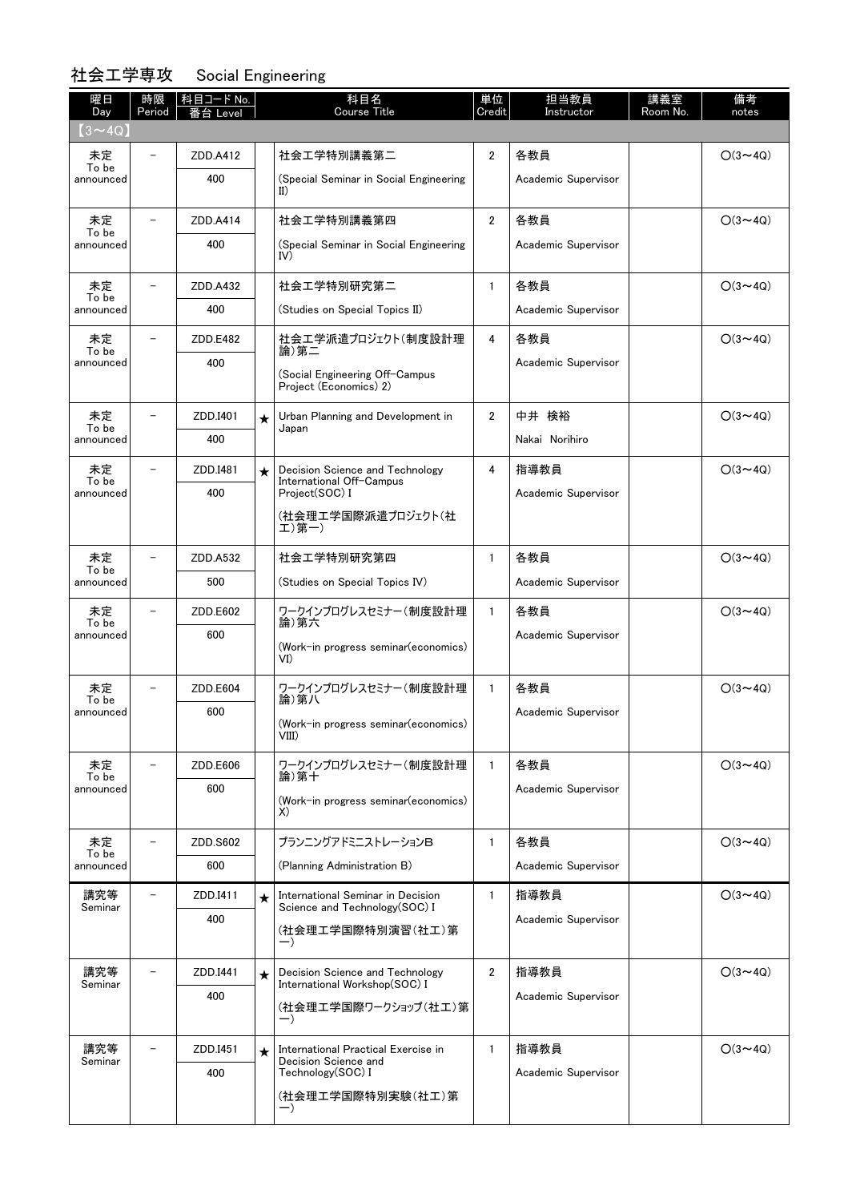## 社会工学専攻　Social Engineering

| 曜日 Day | 時限 Period | 科目コード No. 番台 Level | | 科目名 Course Title | 単位 Credit | 担当教員 Instructor | 講義室 Room No. | 備考 notes |
|---|---|---|---|---|---|---|---|---|
| 【3～4Q】 | | | | | | | | |
| 未定 To be announced | － | ZDD.A412 400 | | 社会工学特別講義第二 (Special Seminar in Social Engineering II) | 2 | 各教員 Academic Supervisor | | ○(3～4Q) |
| 未定 To be announced | － | ZDD.A414 400 | | 社会工学特別講義第四 (Special Seminar in Social Engineering IV) | 2 | 各教員 Academic Supervisor | | ○(3～4Q) |
| 未定 To be announced | － | ZDD.A432 400 | | 社会工学特別研究第二 (Studies on Special Topics II) | 1 | 各教員 Academic Supervisor | | ○(3～4Q) |
| 未定 To be announced | － | ZDD.E482 400 | | 社会工学派遣プロジェクト（制度設計理論）第二 (Social Engineering Off-Campus Project (Economics) 2) | 4 | 各教員 Academic Supervisor | | ○(3～4Q) |
| 未定 To be announced | － | ZDD.I401 400 | ★ | Urban Planning and Development in Japan | 2 | 中井　検裕 Nakai Norihiro | | ○(3～4Q) |
| 未定 To be announced | － | ZDD.I481 400 | ★ | Decision Science and Technology International Off-Campus Project(SOC) I (社会理工学国際派遣プロジェクト（社工）第一) | 4 | 指導教員 Academic Supervisor | | ○(3～4Q) |
| 未定 To be announced | － | ZDD.A532 500 | | 社会工学特別研究第四 (Studies on Special Topics IV) | 1 | 各教員 Academic Supervisor | | ○(3～4Q) |
| 未定 To be announced | － | ZDD.E602 600 | | ワークインプログレスセミナー（制度設計理論）第六 (Work-in progress seminar(economics) VI) | 1 | 各教員 Academic Supervisor | | ○(3～4Q) |
| 未定 To be announced | － | ZDD.E604 600 | | ワークインプログレスセミナー（制度設計理論）第八 (Work-in progress seminar(economics) VIII) | 1 | 各教員 Academic Supervisor | | ○(3～4Q) |
| 未定 To be announced | － | ZDD.E606 600 | | ワークインプログレスセミナー（制度設計理論）第十 (Work-in progress seminar(economics) X) | 1 | 各教員 Academic Supervisor | | ○(3～4Q) |
| 未定 To be announced | － | ZDD.S602 600 | | プランニングアドミニストレーションB (Planning Administration B) | 1 | 各教員 Academic Supervisor | | ○(3～4Q) |
| 講究等 Seminar | － | ZDD.I411 400 | ★ | International Seminar in Decision Science and Technology(SOC) I (社会理工学国際特別演習（社工）第一) | 1 | 指導教員 Academic Supervisor | | ○(3～4Q) |
| 講究等 Seminar | － | ZDD.I441 400 | ★ | Decision Science and Technology International Workshop(SOC) I (社会理工学国際ワークショップ（社工）第一) | 2 | 指導教員 Academic Supervisor | | ○(3～4Q) |
| 講究等 Seminar | － | ZDD.I451 400 | ★ | International Practical Exercise in Decision Science and Technology(SOC) I (社会理工学国際特別実験（社工）第一) | 1 | 指導教員 Academic Supervisor | | ○(3～4Q) |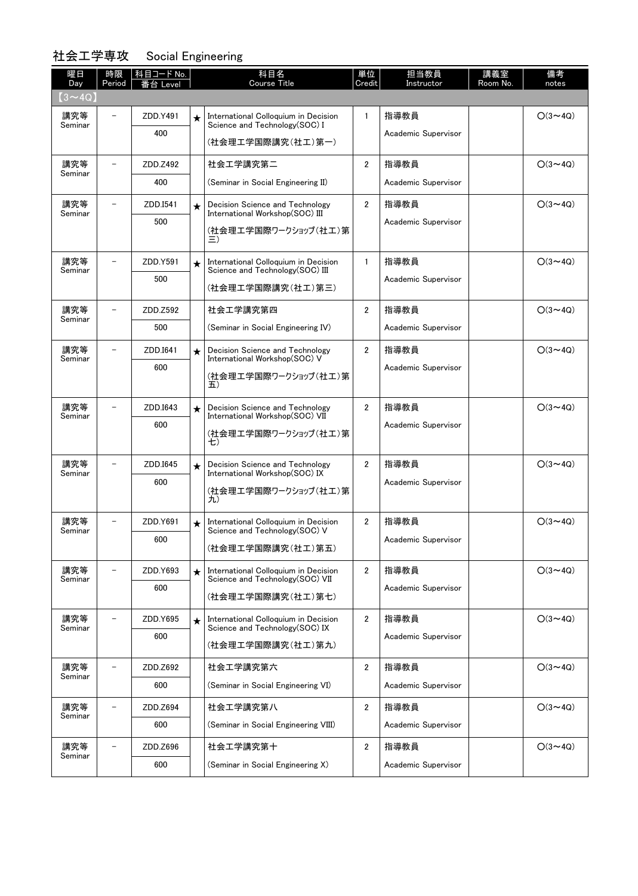## 社会工学専攻　Social Engineering

| 曜日 Day | 時限 Period | 科目コード No. 番台 Level | | 科目名 Course Title | 単位 Credit | 担当教員 Instructor | 講義室 Room No. | 備考 notes |
|---|---|---|---|---|---|---|---|---|
| 【3～4Q】 | | | | | | | | |
| 講究等 Seminar | － | ZDD.Y491 400 | ★ | International Colloquium in Decision Science and Technology(SOC) I (社会理工学国際講究(社工)第一) | 1 | 指導教員 Academic Supervisor | | ○(3～4Q) |
| 講究等 Seminar | － | ZDD.Z492 400 | | 社会工学講究第二 (Seminar in Social Engineering II) | 2 | 指導教員 Academic Supervisor | | ○(3～4Q) |
| 講究等 Seminar | － | ZDD.I541 500 | ★ | Decision Science and Technology International Workshop(SOC) III (社会理工学国際ワークショップ(社工)第三) | 2 | 指導教員 Academic Supervisor | | ○(3～4Q) |
| 講究等 Seminar | － | ZDD.Y591 500 | ★ | International Colloquium in Decision Science and Technology(SOC) III (社会理工学国際講究(社工)第三) | 1 | 指導教員 Academic Supervisor | | ○(3～4Q) |
| 講究等 Seminar | － | ZDD.Z592 500 | | 社会工学講究第四 (Seminar in Social Engineering IV) | 2 | 指導教員 Academic Supervisor | | ○(3～4Q) |
| 講究等 Seminar | － | ZDD.I641 600 | ★ | Decision Science and Technology International Workshop(SOC) V (社会理工学国際ワークショップ(社工)第五) | 2 | 指導教員 Academic Supervisor | | ○(3～4Q) |
| 講究等 Seminar | － | ZDD.I643 600 | ★ | Decision Science and Technology International Workshop(SOC) VII (社会理工学国際ワークショップ(社工)第七) | 2 | 指導教員 Academic Supervisor | | ○(3～4Q) |
| 講究等 Seminar | － | ZDD.I645 600 | ★ | Decision Science and Technology International Workshop(SOC) IX (社会理工学国際ワークショップ(社工)第九) | 2 | 指導教員 Academic Supervisor | | ○(3～4Q) |
| 講究等 Seminar | － | ZDD.Y691 600 | ★ | International Colloquium in Decision Science and Technology(SOC) V (社会理工学国際講究(社工)第五) | 2 | 指導教員 Academic Supervisor | | ○(3～4Q) |
| 講究等 Seminar | － | ZDD.Y693 600 | ★ | International Colloquium in Decision Science and Technology(SOC) VII (社会理工学国際講究(社工)第七) | 2 | 指導教員 Academic Supervisor | | ○(3～4Q) |
| 講究等 Seminar | － | ZDD.Y695 600 | ★ | International Colloquium in Decision Science and Technology(SOC) IX (社会理工学国際講究(社工)第九) | 2 | 指導教員 Academic Supervisor | | ○(3～4Q) |
| 講究等 Seminar | － | ZDD.Z692 600 | | 社会工学講究第六 (Seminar in Social Engineering VI) | 2 | 指導教員 Academic Supervisor | | ○(3～4Q) |
| 講究等 Seminar | － | ZDD.Z694 600 | | 社会工学講究第八 (Seminar in Social Engineering VIII) | 2 | 指導教員 Academic Supervisor | | ○(3～4Q) |
| 講究等 Seminar | － | ZDD.Z696 600 | | 社会工学講究第十 (Seminar in Social Engineering X) | 2 | 指導教員 Academic Supervisor | | ○(3～4Q) |